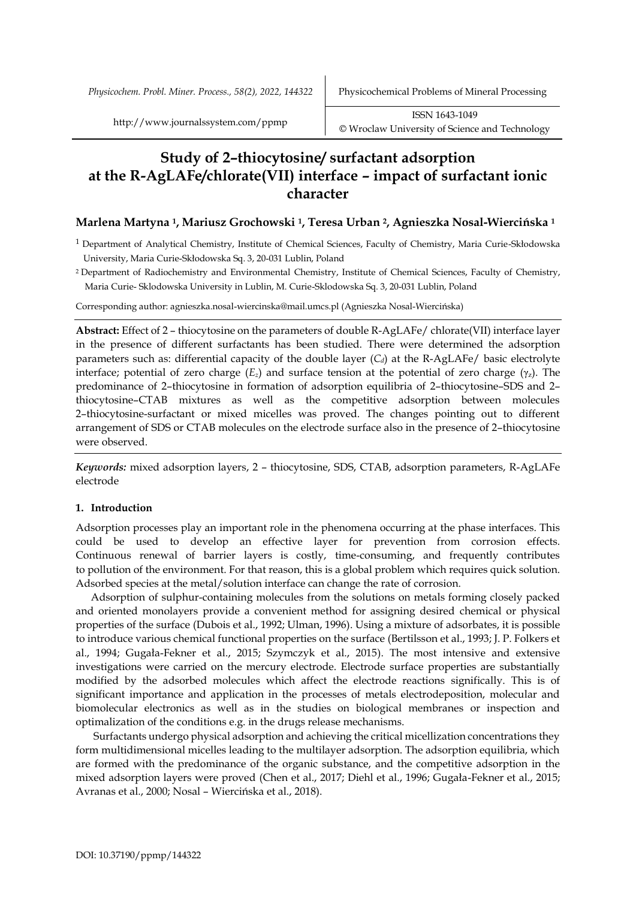# Study of 2–thiocytosine/ surfactant adsorption at the R-AgLAFe/chlorate(VII) interface – impact of surfactant ionic character

**Marlena Martyna [1], Mariusz Grochowski [1], Teresa Urban [2], Agnieszka Nosal-Wiercińska [1]**

[1] Department of Analytical Chemistry, Institute of Chemical Sciences, Faculty of Chemistry, Maria Curie-Skłodowska University, Maria Curie-Skłodowska Sq. 3, 20-031 Lublin, Poland

[2] Department of Radiochemistry and Environmental Chemistry, Institute of Chemical Sciences, Faculty of Chemistry, Maria Curie- Sklodowska University in Lublin, M. Curie-Sklodowska Sq. 3, 20-031 Lublin, Poland

Corresponding author: agnieszka.nosal-wiercinska@mail.umcs.pl (Agnieszka Nosal-Wiercińska)

**Abstract:** Effect of 2 – thiocytosine on the parameters of double R-AgLAFe/ chlorate(VII) interface layer in the presence of different surfactants has been studied. There were determined the adsorption parameters such as: differential capacity of the double layer ($C_d$) at the R-AgLAFe/ basic electrolyte interface; potential of zero charge ($E_z$) and surface tension at the potential of zero charge ($\gamma_z$). The predominance of 2–thiocytosine in formation of adsorption equilibria of 2–thiocytosine–SDS and 2–thiocytosine–CTAB mixtures as well as the competitive adsorption between molecules 2–thiocytosine-surfactant or mixed micelles was proved. The changes pointing out to different arrangement of SDS or CTAB molecules on the electrode surface also in the presence of 2–thiocytosine were observed.

*Keywords:* mixed adsorption layers, 2 – thiocytosine, SDS, CTAB, adsorption parameters, R-AgLAFe electrode

## 1. Introduction

Adsorption processes play an important role in the phenomena occurring at the phase interfaces. This could be used to develop an effective layer for prevention from corrosion effects. Continuous renewal of barrier layers is costly, time-consuming, and frequently contributes to pollution of the environment. For that reason, this is a global problem which requires quick solution. Adsorbed species at the metal/solution interface can change the rate of corrosion.

Adsorption of sulphur-containing molecules from the solutions on metals forming closely packed and oriented monolayers provide a convenient method for assigning desired chemical or physical properties of the surface (Dubois et al., 1992; Ulman, 1996). Using a mixture of adsorbates, it is possible to introduce various chemical functional properties on the surface (Bertilsson et al., 1993; J. P. Folkers et al., 1994; Gugała-Fekner et al., 2015; Szymczyk et al., 2015). The most intensive and extensive investigations were carried on the mercury electrode. Electrode surface properties are substantially modified by the adsorbed molecules which affect the electrode reactions significally. This is of significant importance and application in the processes of metals electrodeposition, molecular and biomolecular electronics as well as in the studies on biological membranes or inspection and optimalization of the conditions e.g. in the drugs release mechanisms.

Surfactants undergo physical adsorption and achieving the critical micellization concentrations they form multidimensional micelles leading to the multilayer adsorption. The adsorption equilibria, which are formed with the predominance of the organic substance, and the competitive adsorption in the mixed adsorption layers were proved (Chen et al., 2017; Diehl et al., 1996; Gugała-Fekner et al., 2015; Avranas et al., 2000; Nosal – Wiercińska et al., 2018).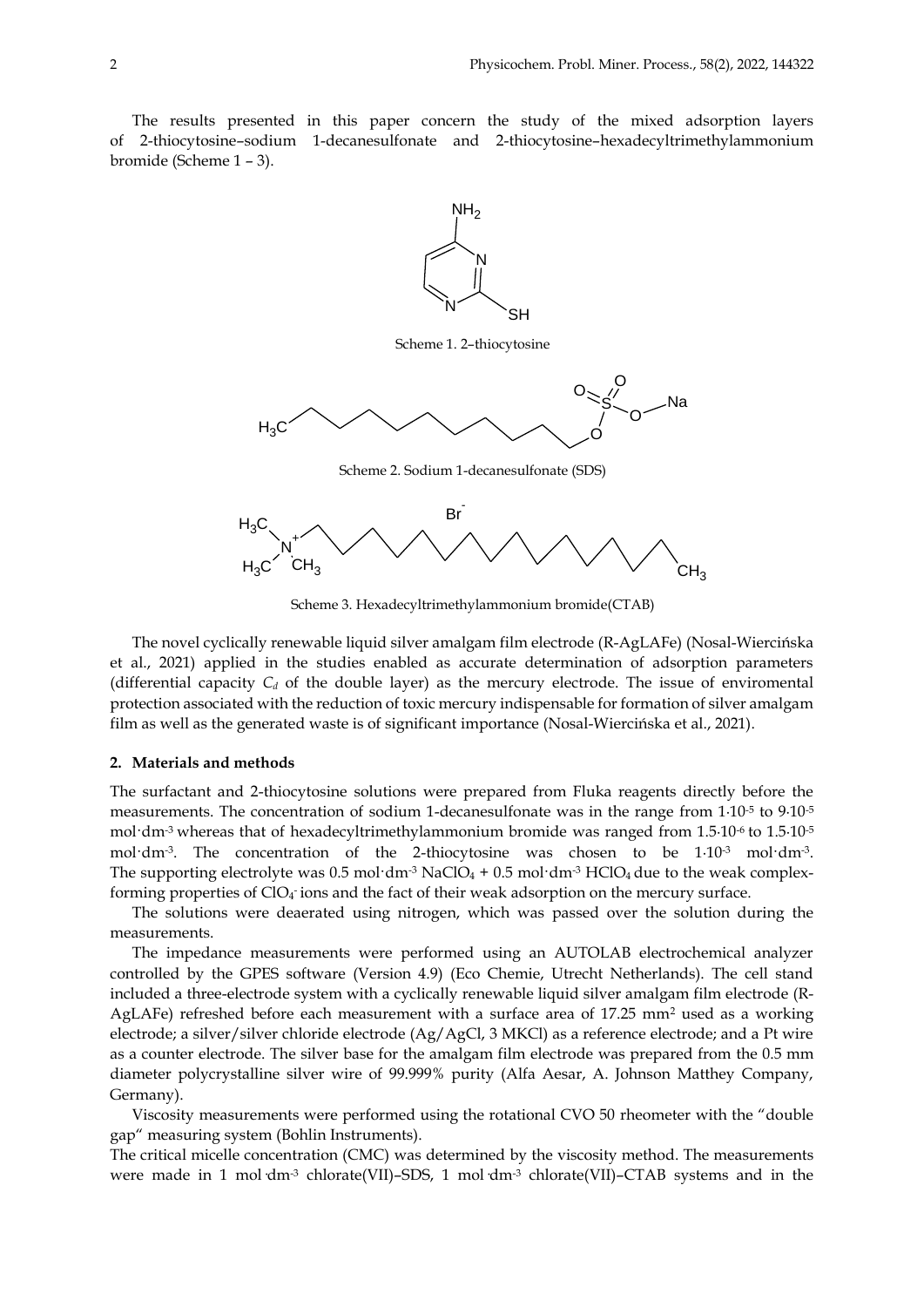The results presented in this paper concern the study of the mixed adsorption layers of 2-thiocytosine–sodium 1-decanesulfonate and 2-thiocytosine–hexadecyltrimethylammonium bromide (Scheme 1 – 3).

Scheme 1. 2–thiocytosine

Scheme 2. Sodium 1-decanesulfonate (SDS)

Scheme 3. Hexadecyltrimethylammonium bromide(CTAB)

The novel cyclically renewable liquid silver amalgam film electrode (R-AgLAFe) (Nosal-Wiercińska et al., 2021) applied in the studies enabled as accurate determination of adsorption parameters (differential capacity $C_d$ of the double layer) as the mercury electrode. The issue of enviromental protection associated with the reduction of toxic mercury indispensable for formation of silver amalgam film as well as the generated waste is of significant importance (Nosal-Wiercińska et al., 2021).

## 2. Materials and methods

The surfactant and 2-thiocytosine solutions were prepared from Fluka reagents directly before the measurements. The concentration of sodium 1-decanesulfonate was in the range from $1{\cdot}10^{-5}$ to $9{\cdot}10^{-5}$ mol·dm$^{-3}$ whereas that of hexadecyltrimethylammonium bromide was ranged from $1.5{\cdot}10^{-6}$ to $1.5{\cdot}10^{-5}$ mol·dm$^{-3}$. The concentration of the 2-thiocytosine was chosen to be $1{\cdot}10^{-3}$ mol·dm$^{-3}$. The supporting electrolyte was 0.5 mol·dm$^{-3}$ $NaClO_4$ + 0.5 mol·dm$^{-3}$ $HClO_4$ due to the weak complex-forming properties of $ClO_4^-$ ions and the fact of their weak adsorption on the mercury surface.

The solutions were deaerated using nitrogen, which was passed over the solution during the measurements.

The impedance measurements were performed using an AUTOLAB electrochemical analyzer controlled by the GPES software (Version 4.9) (Eco Chemie, Utrecht Netherlands). The cell stand included a three-electrode system with a cyclically renewable liquid silver amalgam film electrode (R-AgLAFe) refreshed before each measurement with a surface area of 17.25 mm$^2$ used as a working electrode; a silver/silver chloride electrode (Ag/AgCl, 3 MKCl) as a reference electrode; and a Pt wire as a counter electrode. The silver base for the amalgam film electrode was prepared from the 0.5 mm diameter polycrystalline silver wire of 99.999% purity (Alfa Aesar, A. Johnson Matthey Company, Germany).

Viscosity measurements were performed using the rotational CVO 50 rheometer with the "double gap" measuring system (Bohlin Instruments).

The critical micelle concentration (CMC) was determined by the viscosity method. The measurements were made in 1 mol·dm$^{-3}$ chlorate(VII)–SDS, 1 mol·dm$^{-3}$ chlorate(VII)–CTAB systems and in the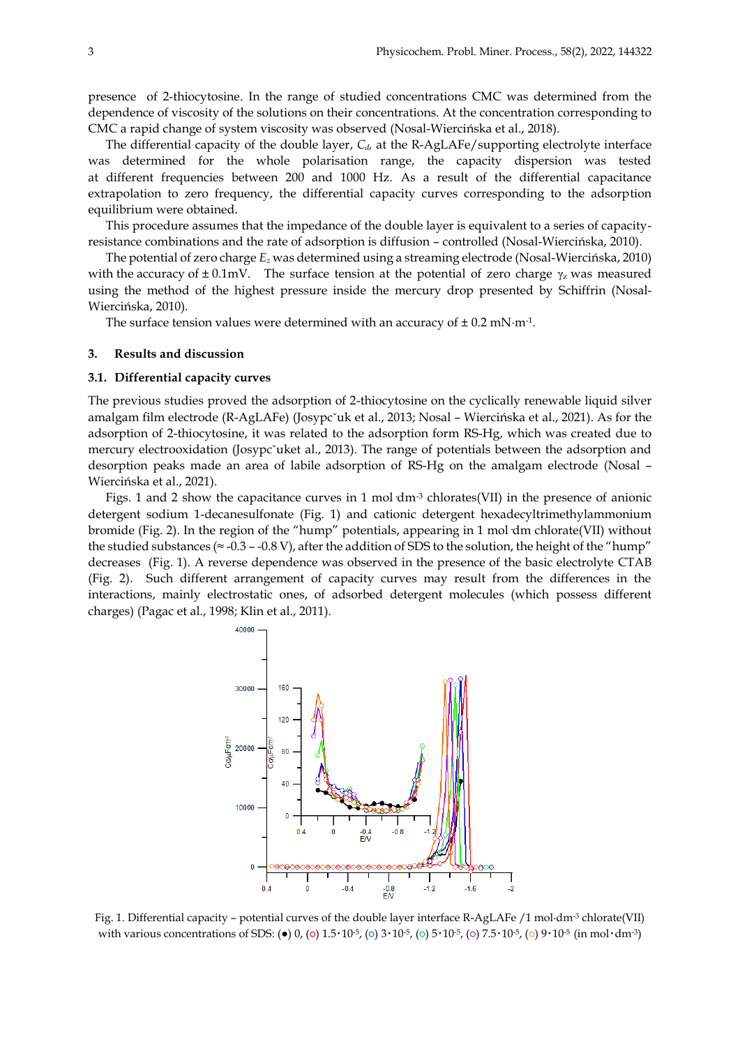presence of 2-thiocytosine. In the range of studied concentrations CMC was determined from the dependence of viscosity of the solutions on their concentrations. At the concentration corresponding to CMC a rapid change of system viscosity was observed (Nosal-Wiercińska et al., 2018).

The differential capacity of the double layer, $C_d$, at the R-AgLAFe/supporting electrolyte interface was determined for the whole polarisation range, the capacity dispersion was tested at different frequencies between 200 and 1000 Hz. As a result of the differential capacitance extrapolation to zero frequency, the differential capacity curves corresponding to the adsorption equilibrium were obtained.

This procedure assumes that the impedance of the double layer is equivalent to a series of capacity-resistance combinations and the rate of adsorption is diffusion – controlled (Nosal-Wiercińska, 2010).

The potential of zero charge $E_z$ was determined using a streaming electrode (Nosal-Wiercińska, 2010) with the accuracy of ± 0.1mV. The surface tension at the potential of zero charge $\gamma_z$ was measured using the method of the highest pressure inside the mercury drop presented by Schiffrin (Nosal-Wiercińska, 2010).

The surface tension values were determined with an accuracy of ± 0.2 mN·m$^{-1}$.

## 3. Results and discussion

### 3.1. Differential capacity curves

The previous studies proved the adsorption of 2-thiocytosine on the cyclically renewable liquid silver amalgam film electrode (R-AgLAFe) (Josypcˇuk et al., 2013; Nosal – Wiercińska et al., 2021). As for the adsorption of 2-thiocytosine, it was related to the adsorption form RS-Hg, which was created due to mercury electrooxidation (Josypcˇuket al., 2013). The range of potentials between the adsorption and desorption peaks made an area of labile adsorption of RS-Hg on the amalgam electrode (Nosal – Wiercińska et al., 2021).

Figs. 1 and 2 show the capacitance curves in 1 mol·dm$^{-3}$ chlorates(VII) in the presence of anionic detergent sodium 1-decanesulfonate (Fig. 1) and cationic detergent hexadecyltrimethylammonium bromide (Fig. 2). In the region of the "hump" potentials, appearing in 1 mol·dm chlorate(VII) without the studied substances (≈ -0.3 – -0.8 V), after the addition of SDS to the solution, the height of the "hump" decreases (Fig. 1). A reverse dependence was observed in the presence of the basic electrolyte CTAB (Fig. 2). Such different arrangement of capacity curves may result from the differences in the interactions, mainly electrostatic ones, of adsorbed detergent molecules (which possess different charges) (Pagac et al., 1998; Klin et al., 2011).

Fig. 1. Differential capacity – potential curves of the double layer interface R-AgLAFe /1 mol·dm$^{-3}$ chlorate(VII) with various concentrations of SDS: (●) 0, (○) 1.5·10$^{-5}$, (○) 3·10$^{-5}$, (○) 5·10$^{-5}$, (○) 7.5·10$^{-5}$, (○) 9·10$^{-5}$ (in mol·dm$^{-3}$)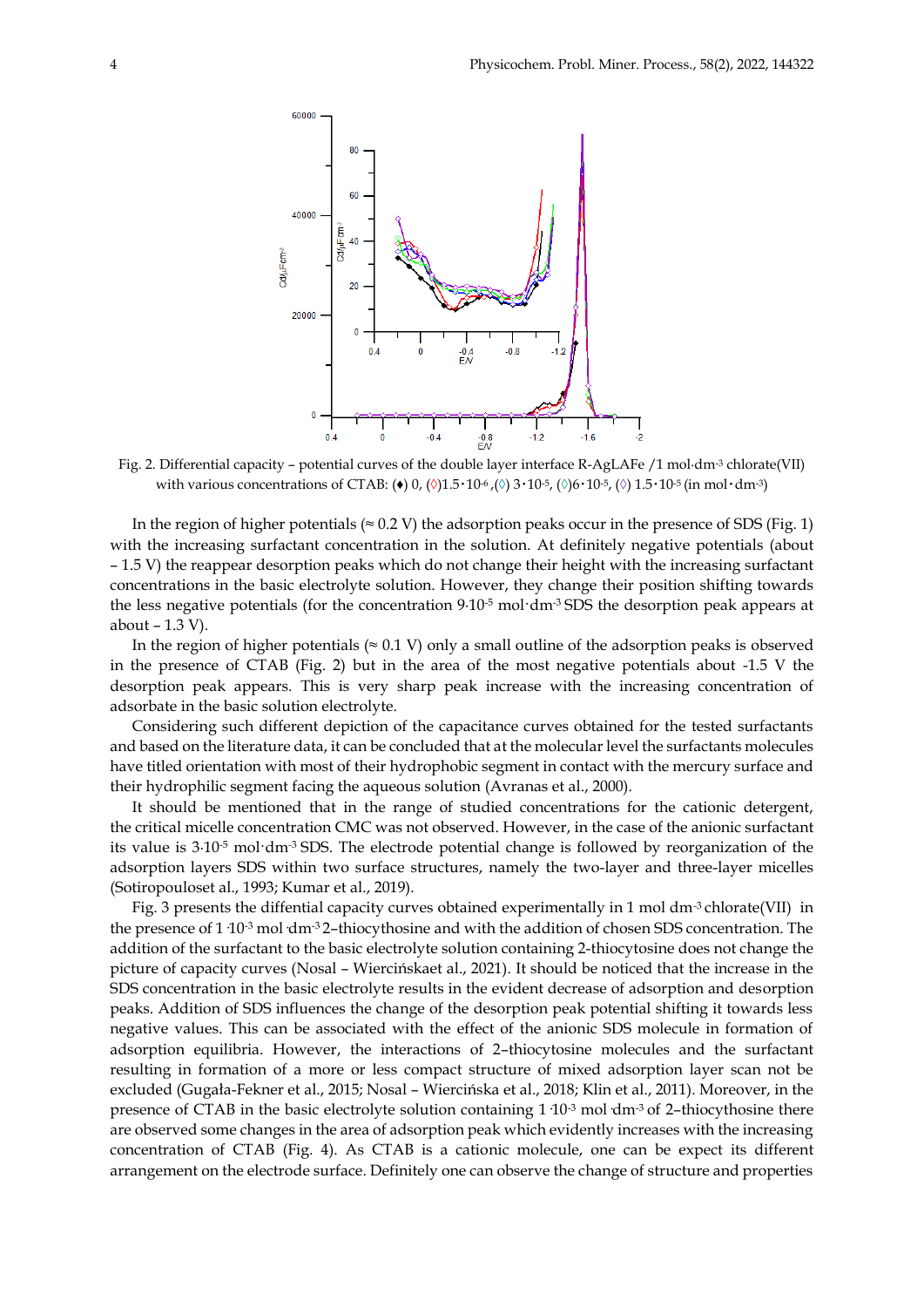Fig. 2. Differential capacity – potential curves of the double layer interface R-AgLAFe /1 mol·dm$^{-3}$ chlorate(VII) with various concentrations of CTAB: (♦) 0, (◊)1.5·10$^{-6}$ ,(◊) 3·10$^{-5}$, (◊)6·10$^{-5}$, (◊) 1.5·10$^{-5}$ (in mol·dm$^{-3}$)

In the region of higher potentials (≈ 0.2 V) the adsorption peaks occur in the presence of SDS (Fig. 1) with the increasing surfactant concentration in the solution. At definitely negative potentials (about – 1.5 V) the reappear desorption peaks which do not change their height with the increasing surfactant concentrations in the basic electrolyte solution. However, they change their position shifting towards the less negative potentials (for the concentration 9·10$^{-5}$ mol·dm$^{-3}$ SDS the desorption peak appears at about – 1.3 V).

In the region of higher potentials (≈ 0.1 V) only a small outline of the adsorption peaks is observed in the presence of CTAB (Fig. 2) but in the area of the most negative potentials about -1.5 V the desorption peak appears. This is very sharp peak increase with the increasing concentration of adsorbate in the basic solution electrolyte.

Considering such different depiction of the capacitance curves obtained for the tested surfactants and based on the literature data, it can be concluded that at the molecular level the surfactants molecules have titled orientation with most of their hydrophobic segment in contact with the mercury surface and their hydrophilic segment facing the aqueous solution (Avranas et al., 2000).

It should be mentioned that in the range of studied concentrations for the cationic detergent, the critical micelle concentration CMC was not observed. However, in the case of the anionic surfactant its value is 3·10$^{-5}$ mol·dm$^{-3}$ SDS. The electrode potential change is followed by reorganization of the adsorption layers SDS within two surface structures, namely the two-layer and three-layer micelles (Sotiropouloset al., 1993; Kumar et al., 2019).

Fig. 3 presents the diffential capacity curves obtained experimentally in 1 mol dm$^{-3}$ chlorate(VII) in the presence of 1·10$^{-3}$ mol·dm$^{-3}$ 2–thiocythosine and with the addition of chosen SDS concentration. The addition of the surfactant to the basic electrolyte solution containing 2-thiocytosine does not change the picture of capacity curves (Nosal – Wiercińskaet al., 2021). It should be noticed that the increase in the SDS concentration in the basic electrolyte results in the evident decrease of adsorption and desorption peaks. Addition of SDS influences the change of the desorption peak potential shifting it towards less negative values. This can be associated with the effect of the anionic SDS molecule in formation of adsorption equilibria. However, the interactions of 2–thiocytosine molecules and the surfactant resulting in formation of a more or less compact structure of mixed adsorption layer scan not be excluded (Gugała-Fekner et al., 2015; Nosal – Wiercińska et al., 2018; Klin et al., 2011). Moreover, in the presence of CTAB in the basic electrolyte solution containing 1·10$^{-3}$ mol·dm$^{-3}$ of 2–thiocythosine there are observed some changes in the area of adsorption peak which evidently increases with the increasing concentration of CTAB (Fig. 4). As CTAB is a cationic molecule, one can be expect its different arrangement on the electrode surface. Definitely one can observe the change of structure and properties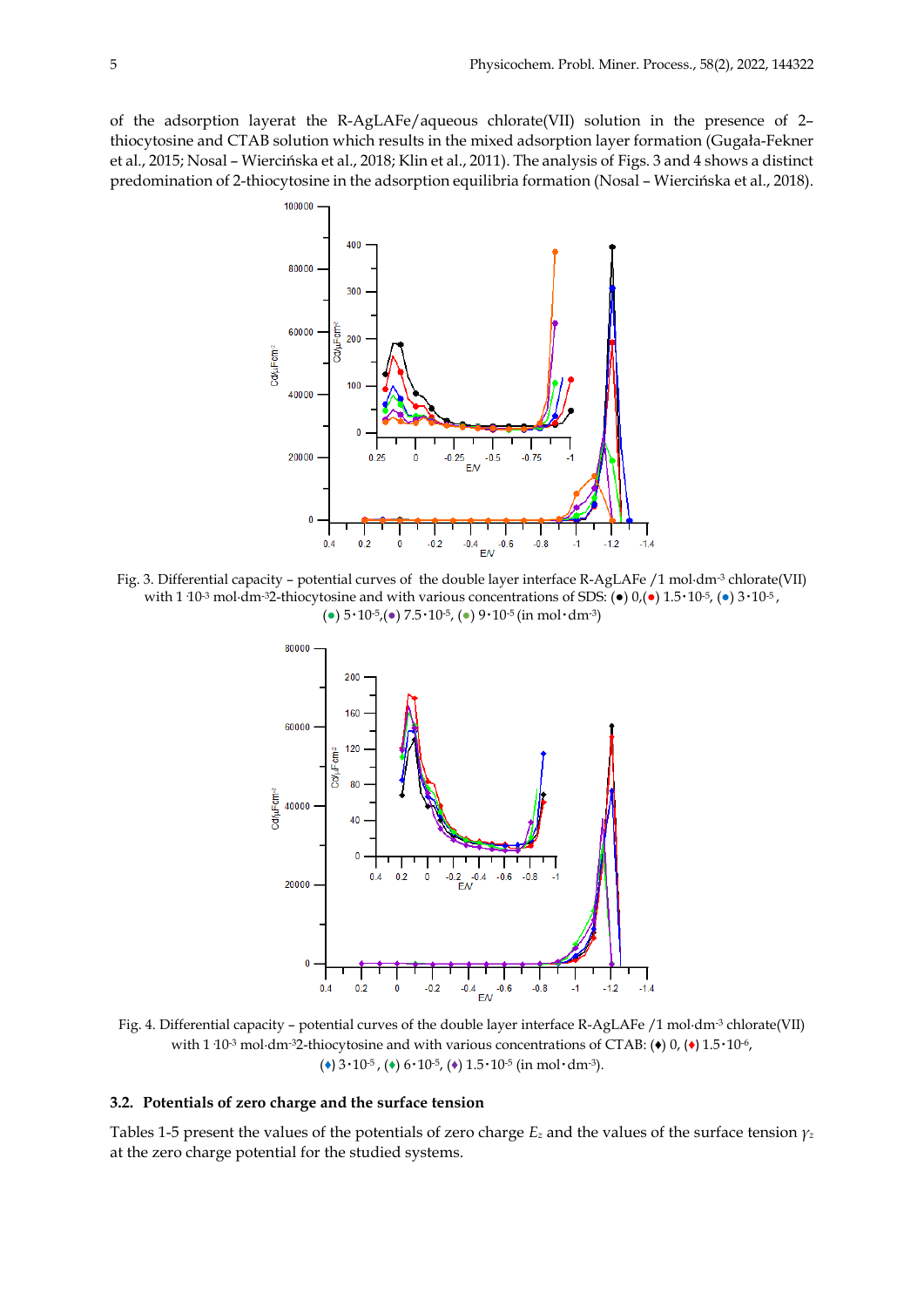of the adsorption layerat the R-AgLAFe/aqueous chlorate(VII) solution in the presence of 2–thiocytosine and CTAB solution which results in the mixed adsorption layer formation (Gugała-Fekner et al., 2015; Nosal – Wiercińska et al., 2018; Klin et al., 2011). The analysis of Figs. 3 and 4 shows a distinct predomination of 2-thiocytosine in the adsorption equilibria formation (Nosal – Wiercińska et al., 2018).

Fig. 3. Differential capacity – potential curves of the double layer interface R-AgLAFe /1 mol·dm$^{-3}$ chlorate(VII) with 1·10$^{-3}$ mol·dm$^{-3}$ 2-thiocytosine and with various concentrations of SDS: (●) 0,(●) 1.5·10$^{-5}$, (●) 3·10$^{-5}$, (●) 5·10$^{-5}$,(●) 7.5·10$^{-5}$, (●) 9·10$^{-5}$ (in mol·dm$^{-3}$)

Fig. 4. Differential capacity – potential curves of the double layer interface R-AgLAFe /1 mol·dm$^{-3}$ chlorate(VII) with 1·10$^{-3}$ mol·dm$^{-3}$ 2-thiocytosine and with various concentrations of CTAB: (♦) 0, (♦) 1.5·10$^{-6}$, (♦) 3·10$^{-5}$, (♦) 6·10$^{-5}$, (♦) 1.5·10$^{-5}$ (in mol·dm$^{-3}$).

### 3.2. Potentials of zero charge and the surface tension

Tables 1-5 present the values of the potentials of zero charge $E_z$ and the values of the surface tension $\gamma_z$ at the zero charge potential for the studied systems.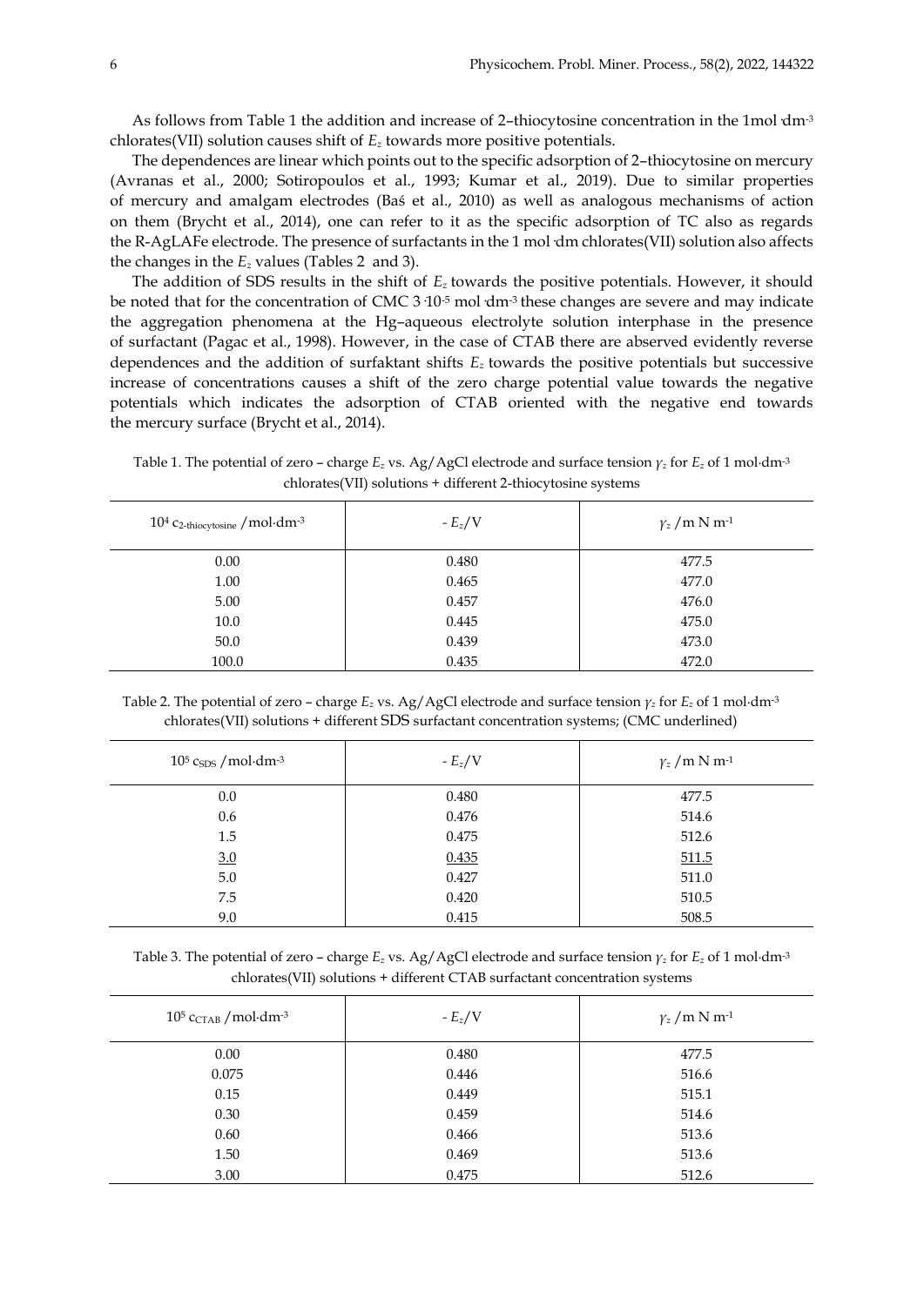As follows from Table 1 the addition and increase of 2–thiocytosine concentration in the 1mol·dm$^{-3}$ chlorates(VII) solution causes shift of $E_z$ towards more positive potentials.

The dependences are linear which points out to the specific adsorption of 2–thiocytosine on mercury (Avranas et al., 2000; Sotiropoulos et al., 1993; Kumar et al., 2019). Due to similar properties of mercury and amalgam electrodes (Baś et al., 2010) as well as analogous mechanisms of action on them (Brycht et al., 2014), one can refer to it as the specific adsorption of TC also as regards the R-AgLAFe electrode. The presence of surfactants in the 1 mol·dm chlorates(VII) solution also affects the changes in the $E_z$ values (Tables 2 and 3).

The addition of SDS results in the shift of $E_z$ towards the positive potentials. However, it should be noted that for the concentration of CMC 3·10$^{-5}$ mol·dm$^{-3}$ these changes are severe and may indicate the aggregation phenomena at the Hg–aqueous electrolyte solution interphase in the presence of surfactant (Pagac et al., 1998). However, in the case of CTAB there are observed evidently reverse dependences and the addition of surfaktant shifts $E_z$ towards the positive potentials but successive increase of concentrations causes a shift of the zero charge potential value towards the negative potentials which indicates the adsorption of CTAB oriented with the negative end towards the mercury surface (Brycht et al., 2014).

Table 1. The potential of zero – charge $E_z$ vs. Ag/AgCl electrode and surface tension $\gamma_z$ for $E_z$ of 1 mol·dm$^{-3}$ chlorates(VII) solutions + different 2-thiocytosine systems

| $10^4$ $c_{2\text{-thiocytosine}}$ /mol·dm$^{-3}$ | - $E_z$/V | $\gamma_z$ /m N m$^{-1}$ |
|---|---|---|
| 0.00 | 0.480 | 477.5 |
| 1.00 | 0.465 | 477.0 |
| 5.00 | 0.457 | 476.0 |
| 10.0 | 0.445 | 475.0 |
| 50.0 | 0.439 | 473.0 |
| 100.0 | 0.435 | 472.0 |

Table 2. The potential of zero – charge $E_z$ vs. Ag/AgCl electrode and surface tension $\gamma_z$ for $E_z$ of 1 mol·dm$^{-3}$ chlorates(VII) solutions + different SDS surfactant concentration systems; (CMC underlined)

| $10^5$ $c_{SDS}$ /mol·dm$^{-3}$ | - $E_z$/V | $\gamma_z$ /m N m$^{-1}$ |
|---|---|---|
| 0.0 | 0.480 | 477.5 |
| 0.6 | 0.476 | 514.6 |
| 1.5 | 0.475 | 512.6 |
| <u>3.0</u> | <u>0.435</u> | <u>511.5</u> |
| 5.0 | 0.427 | 511.0 |
| 7.5 | 0.420 | 510.5 |
| 9.0 | 0.415 | 508.5 |

Table 3. The potential of zero – charge $E_z$ vs. Ag/AgCl electrode and surface tension $\gamma_z$ for $E_z$ of 1 mol·dm$^{-3}$ chlorates(VII) solutions + different CTAB surfactant concentration systems

| $10^5$ $c_{CTAB}$ /mol·dm$^{-3}$ | - $E_z$/V | $\gamma_z$ /m N m$^{-1}$ |
|---|---|---|
| 0.00 | 0.480 | 477.5 |
| 0.075 | 0.446 | 516.6 |
| 0.15 | 0.449 | 515.1 |
| 0.30 | 0.459 | 514.6 |
| 0.60 | 0.466 | 513.6 |
| 1.50 | 0.469 | 513.6 |
| 3.00 | 0.475 | 512.6 |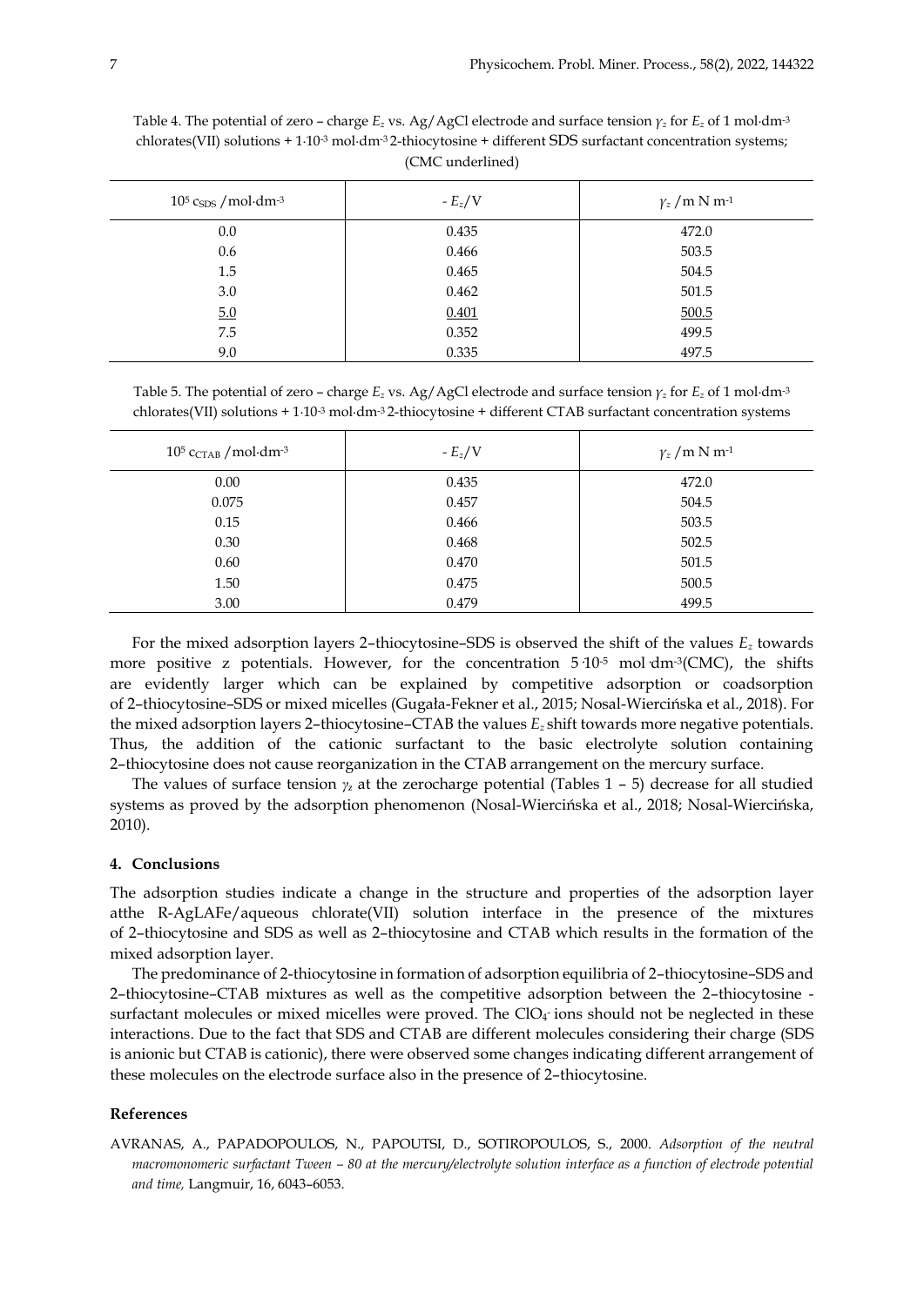Table 4. The potential of zero – charge $E_z$ vs. Ag/AgCl electrode and surface tension $\gamma_z$ for $E_z$ of 1 mol·dm$^{-3}$ chlorates(VII) solutions + $1{\cdot}10^{-3}$ mol·dm$^{-3}$ 2-thiocytosine + different SDS surfactant concentration systems; (CMC underlined)

| $10^5$ $c_{SDS}$ /mol·dm$^{-3}$ | $-E_z$/V | $\gamma_z$ /m N m$^{-1}$ |
|---|---|---|
| 0.0 | 0.435 | 472.0 |
| 0.6 | 0.466 | 503.5 |
| 1.5 | 0.465 | 504.5 |
| 3.0 | 0.462 | 501.5 |
| <u>5.0</u> | <u>0.401</u> | <u>500.5</u> |
| 7.5 | 0.352 | 499.5 |
| 9.0 | 0.335 | 497.5 |

Table 5. The potential of zero – charge $E_z$ vs. Ag/AgCl electrode and surface tension $\gamma_z$ for $E_z$ of 1 mol·dm$^{-3}$ chlorates(VII) solutions + $1{\cdot}10^{-3}$ mol·dm$^{-3}$ 2-thiocytosine + different CTAB surfactant concentration systems

| $10^5$ $c_{CTAB}$ /mol·dm$^{-3}$ | $-E_z$/V | $\gamma_z$ /m N m$^{-1}$ |
|---|---|---|
| 0.00 | 0.435 | 472.0 |
| 0.075 | 0.457 | 504.5 |
| 0.15 | 0.466 | 503.5 |
| 0.30 | 0.468 | 502.5 |
| 0.60 | 0.470 | 501.5 |
| 1.50 | 0.475 | 500.5 |
| 3.00 | 0.479 | 499.5 |

For the mixed adsorption layers 2–thiocytosine–SDS is observed the shift of the values $E_z$ towards more positive z potentials. However, for the concentration $5{\cdot}10^{-5}$ mol·dm$^{-3}$(CMC), the shifts are evidently larger which can be explained by competitive adsorption or coadsorption of 2–thiocytosine–SDS or mixed micelles (Gugała-Fekner et al., 2015; Nosal-Wiercińska et al., 2018). For the mixed adsorption layers 2–thiocytosine–CTAB the values $E_z$ shift towards more negative potentials. Thus, the addition of the cationic surfactant to the basic electrolyte solution containing 2–thiocytosine does not cause reorganization in the CTAB arrangement on the mercury surface.

The values of surface tension $\gamma_z$ at the zerocharge potential (Tables 1 – 5) decrease for all studied systems as proved by the adsorption phenomenon (Nosal-Wiercińska et al., 2018; Nosal-Wiercińska, 2010).

## 4. Conclusions

The adsorption studies indicate a change in the structure and properties of the adsorption layer atthe R-AgLAFe/aqueous chlorate(VII) solution interface in the presence of the mixtures of 2–thiocytosine and SDS as well as 2–thiocytosine and CTAB which results in the formation of the mixed adsorption layer.

The predominance of 2-thiocytosine in formation of adsorption equilibria of 2–thiocytosine–SDS and 2–thiocytosine–CTAB mixtures as well as the competitive adsorption between the 2–thiocytosine - surfactant molecules or mixed micelles were proved. The $ClO_4^-$ ions should not be neglected in these interactions. Due to the fact that SDS and CTAB are different molecules considering their charge (SDS is anionic but CTAB is cationic), there were observed some changes indicating different arrangement of these molecules on the electrode surface also in the presence of 2–thiocytosine.

## References

AVRANAS, A., PAPADOPOULOS, N., PAPOUTSI, D., SOTIROPOULOS, S., 2000. *Adsorption of the neutral macromonomeric surfactant Tween – 80 at the mercury/electrolyte solution interface as a function of electrode potential and time,* Langmuir, 16, 6043–6053.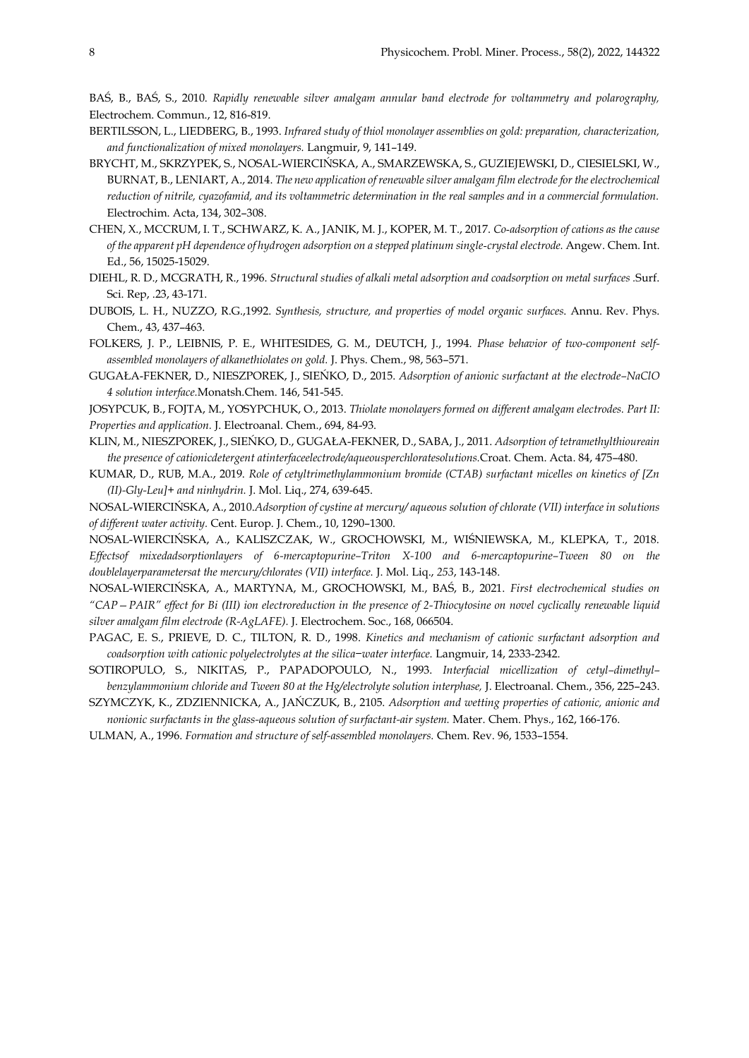BAŚ, B., BAŚ, S., 2010. *Rapidly renewable silver amalgam annular band electrode for voltammetry and polarography,* Electrochem. Commun., 12, 816-819.

BERTILSSON, L., LIEDBERG, B., 1993. *Infrared study of thiol monolayer assemblies on gold: preparation, characterization, and functionalization of mixed monolayers.* Langmuir, 9, 141–149.

BRYCHT, M., SKRZYPEK, S., NOSAL-WIERCIŃSKA, A., SMARZEWSKA, S., GUZIEJEWSKI, D., CIESIELSKI, W., BURNAT, B., LENIART, A., 2014. *The new application of renewable silver amalgam film electrode for the electrochemical reduction of nitrile, cyazofamid, and its voltammetric determination in the real samples and in a commercial formulation.* Electrochim. Acta, 134, 302–308.

CHEN, X., MCCRUM, I. T., SCHWARZ, K. A., JANIK, M. J., KOPER, M. T., 2017. *Co-adsorption of cations as the cause of the apparent pH dependence of hydrogen adsorption on a stepped platinum single-crystal electrode.* Angew. Chem. Int. Ed., 56, 15025-15029.

DIEHL, R. D., MCGRATH, R., 1996. *Structural studies of alkali metal adsorption and coadsorption on metal surfaces* .Surf. Sci. Rep, .23, 43-171.

DUBOIS, L. H., NUZZO, R.G.,1992. *Synthesis, structure, and properties of model organic surfaces.* Annu. Rev. Phys. Chem., 43, 437–463.

FOLKERS, J. P., LEIBNIS, P. E., WHITESIDES, G. M., DEUTCH, J., 1994. *Phase behavior of two-component self-assembled monolayers of alkanethiolates on gold.* J. Phys. Chem., 98, 563–571.

GUGAŁA-FEKNER, D., NIESZPOREK, J., SIEŃKO, D., 2015. *Adsorption of anionic surfactant at the electrode–NaClO 4 solution interface.*Monatsh.Chem. 146, 541-545.

JOSYPCUK, B., FOJTA, M., YOSYPCHUK, O., 2013. *Thiolate monolayers formed on different amalgam electrodes. Part II: Properties and application.* J. Electroanal. Chem., 694, 84-93.

KLIN, M., NIESZPOREK, J., SIEŃKO, D., GUGAŁA-FEKNER, D., SABA, J., 2011. *Adsorption of tetramethylthioureain the presence of cationicdetergent atinterfaceelectrode/aqueousperchloratesolutions.*Croat. Chem. Acta. 84, 475–480.

KUMAR, D., RUB, M.A., 2019. *Role of cetyltrimethylammonium bromide (CTAB) surfactant micelles on kinetics of [Zn (II)-Gly-Leu]+ and ninhydrin.* J. Mol. Liq., 274, 639-645.

NOSAL-WIERCIŃSKA, A., 2010.*Adsorption of cystine at mercury/ aqueous solution of chlorate (VII) interface in solutions of different water activity.* Cent. Europ. J. Chem., 10, 1290–1300.

NOSAL-WIERCIŃSKA, A., KALISZCZAK, W., GROCHOWSKI, M., WIŚNIEWSKA, M., KLEPKA, T., 2018. *Effectsof mixedadsorptionlayers of 6-mercaptopurine–Triton X-100 and 6-mercaptopurine–Tween 80 on the doublelayerparametersat the mercury/chlorates (VII) interface.* J. Mol. Liq., *253*, 143-148.

NOSAL-WIERCIŃSKA, A., MARTYNA, M., GROCHOWSKI, M., BAŚ, B., 2021. *First electrochemical studies on "CAP – PAIR" effect for Bi (III) ion electroreduction in the presence of 2-Thiocytosine on novel cyclically renewable liquid silver amalgam film electrode (R-AgLAFE).* J. Electrochem. Soc., 168, 066504.

PAGAC, E. S., PRIEVE, D. C., TILTON, R. D., 1998. *Kinetics and mechanism of cationic surfactant adsorption and coadsorption with cationic polyelectrolytes at the silica−water interface.* Langmuir, 14, 2333-2342.

SOTIROPULO, S., NIKITAS, P., PAPADOPOULO, N., 1993. *Interfacial micellization of cetyl–dimethyl–benzylammonium chloride and Tween 80 at the Hg/electrolyte solution interphase,* J. Electroanal. Chem., 356, 225–243.

SZYMCZYK, K., ZDZIENNICKA, A., JAŃCZUK, B., 2105. *Adsorption and wetting properties of cationic, anionic and nonionic surfactants in the glass-aqueous solution of surfactant-air system.* Mater. Chem. Phys., 162, 166-176.

ULMAN, A., 1996. *Formation and structure of self-assembled monolayers.* Chem. Rev. 96, 1533–1554.